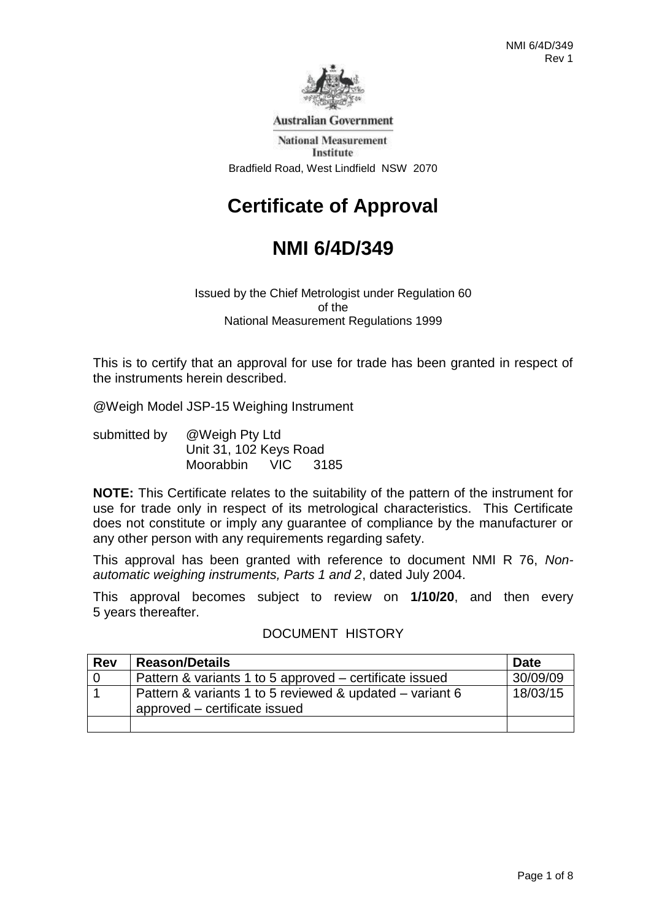Australian Government

National Measurement Institute

Bradfield Road, West Lindfield NSW 2070

# Certificate of Approval

# NMI 6/4D/349

Issued by the Chief Metrologist under Regulation 60
of the
National Measurement Regulations 1999

This is to certify that an approval for use for trade has been granted in respect of the instruments herein described.

@Weigh Model JSP-15 Weighing Instrument

submitted by @Weigh Pty Ltd
Unit 31, 102 Keys Road
Moorabbin VIC 3185

**NOTE:** This Certificate relates to the suitability of the pattern of the instrument for use for trade only in respect of its metrological characteristics. This Certificate does not constitute or imply any guarantee of compliance by the manufacturer or any other person with any requirements regarding safety.

This approval has been granted with reference to document NMI R 76, *Non-automatic weighing instruments, Parts 1 and 2*, dated July 2004.

This approval becomes subject to review on **1/10/20**, and then every 5 years thereafter.

DOCUMENT HISTORY

| Rev | Reason/Details | Date |
|---|---|---|
| 0 | Pattern & variants 1 to 5 approved – certificate issued | 30/09/09 |
| 1 | Pattern & variants 1 to 5 reviewed & updated – variant 6 approved – certificate issued | 18/03/15 |
| | | |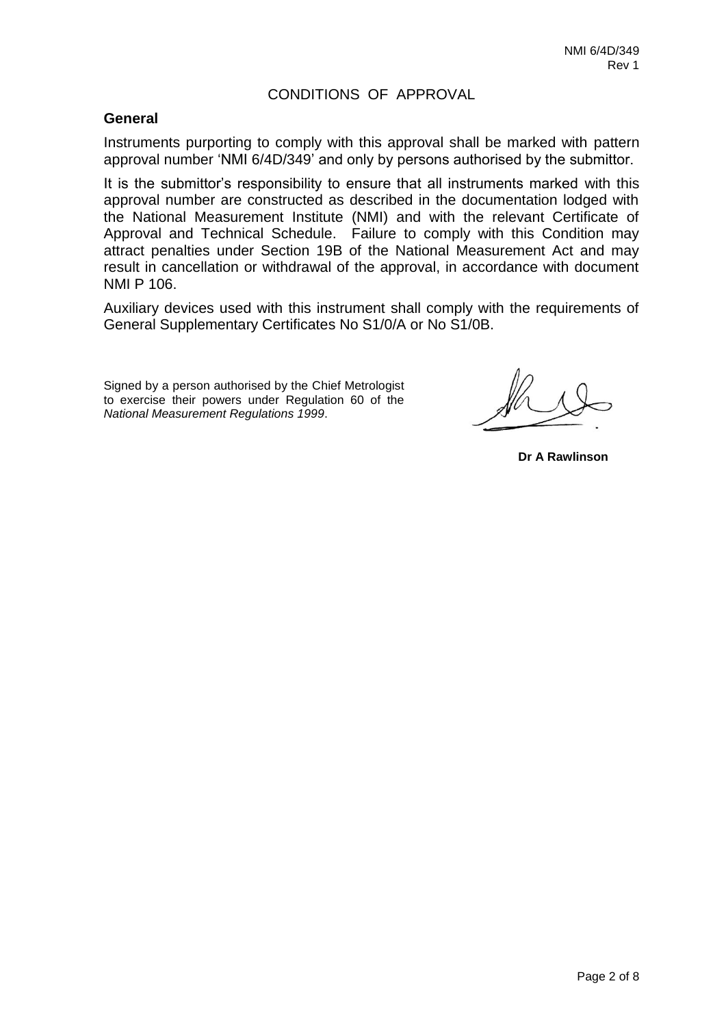# CONDITIONS OF APPROVAL

## General

Instruments purporting to comply with this approval shall be marked with pattern approval number 'NMI 6/4D/349' and only by persons authorised by the submittor.

It is the submittor's responsibility to ensure that all instruments marked with this approval number are constructed as described in the documentation lodged with the National Measurement Institute (NMI) and with the relevant Certificate of Approval and Technical Schedule. Failure to comply with this Condition may attract penalties under Section 19B of the National Measurement Act and may result in cancellation or withdrawal of the approval, in accordance with document NMI P 106.

Auxiliary devices used with this instrument shall comply with the requirements of General Supplementary Certificates No S1/0/A or No S1/0B.

Signed by a person authorised by the Chief Metrologist to exercise their powers under Regulation 60 of the *National Measurement Regulations 1999*.

**Dr A Rawlinson**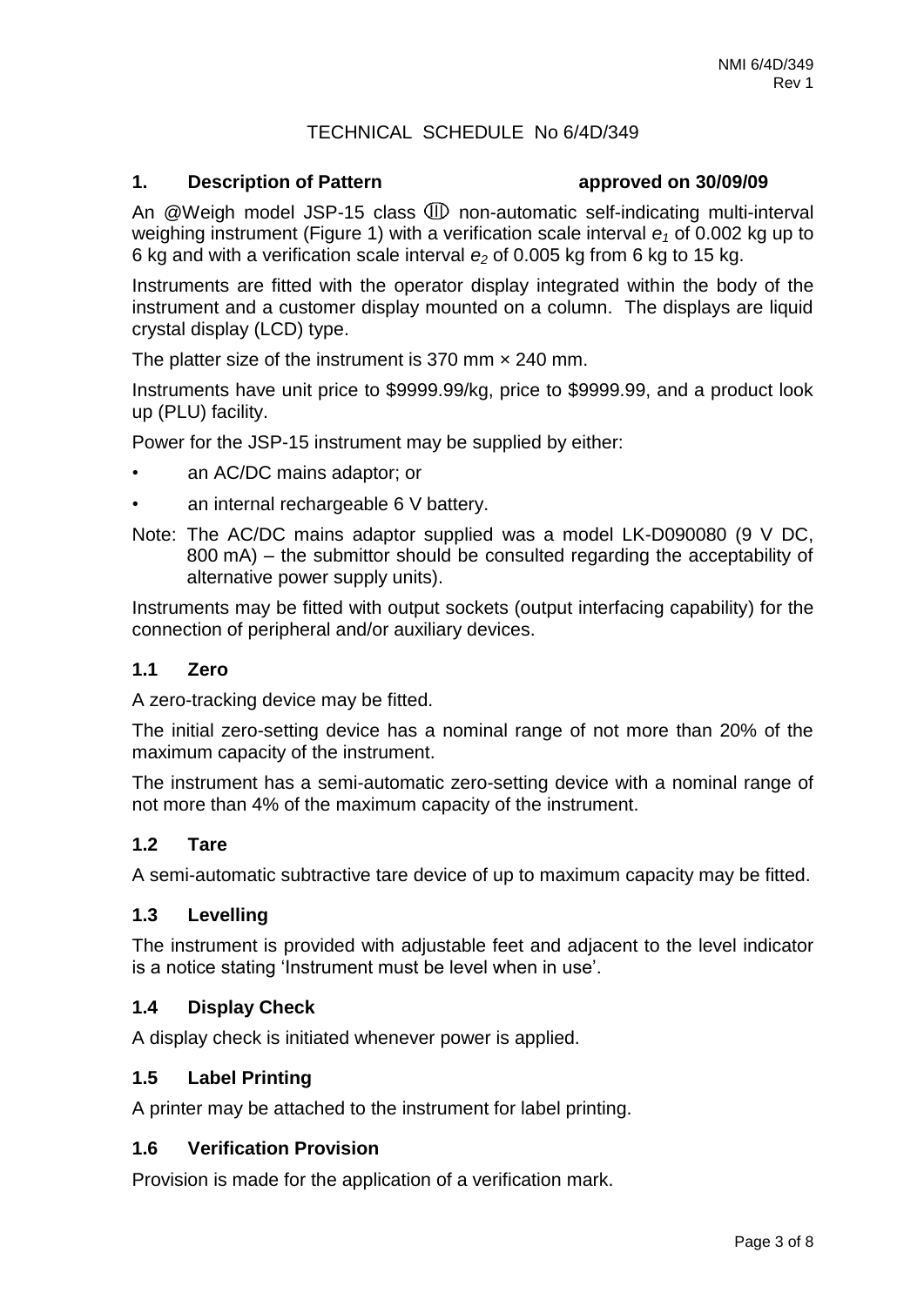# TECHNICAL SCHEDULE No 6/4D/349

## 1. Description of Pattern approved on 30/09/09

An @Weigh model JSP-15 class ⅢⅠ non-automatic self-indicating multi-interval weighing instrument (Figure 1) with a verification scale interval $e_1$ of 0.002 kg up to 6 kg and with a verification scale interval $e_2$ of 0.005 kg from 6 kg to 15 kg.

Instruments are fitted with the operator display integrated within the body of the instrument and a customer display mounted on a column. The displays are liquid crystal display (LCD) type.

The platter size of the instrument is 370 mm × 240 mm.

Instruments have unit price to $9999.99/kg, price to $9999.99, and a product look up (PLU) facility.

Power for the JSP-15 instrument may be supplied by either:

- an AC/DC mains adaptor; or
- an internal rechargeable 6 V battery.

Note: The AC/DC mains adaptor supplied was a model LK-D090080 (9 V DC, 800 mA) – the submittor should be consulted regarding the acceptability of alternative power supply units).

Instruments may be fitted with output sockets (output interfacing capability) for the connection of peripheral and/or auxiliary devices.

### 1.1 Zero

A zero-tracking device may be fitted.

The initial zero-setting device has a nominal range of not more than 20% of the maximum capacity of the instrument.

The instrument has a semi-automatic zero-setting device with a nominal range of not more than 4% of the maximum capacity of the instrument.

### 1.2 Tare

A semi-automatic subtractive tare device of up to maximum capacity may be fitted.

### 1.3 Levelling

The instrument is provided with adjustable feet and adjacent to the level indicator is a notice stating 'Instrument must be level when in use'.

### 1.4 Display Check

A display check is initiated whenever power is applied.

### 1.5 Label Printing

A printer may be attached to the instrument for label printing.

### 1.6 Verification Provision

Provision is made for the application of a verification mark.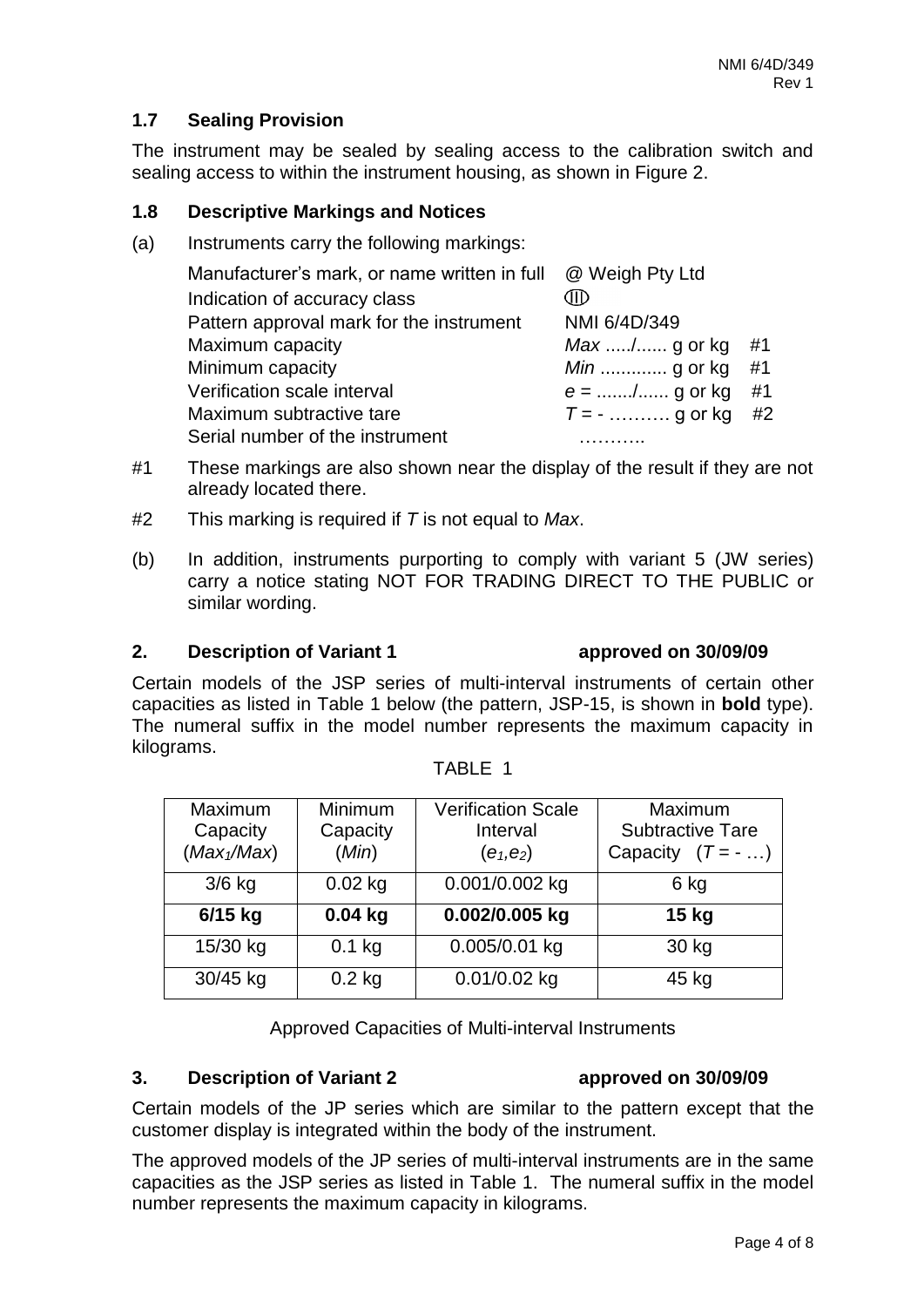### 1.7 Sealing Provision

The instrument may be sealed by sealing access to the calibration switch and sealing access to within the instrument housing, as shown in Figure 2.

### 1.8 Descriptive Markings and Notices

(a) Instruments carry the following markings:

| | |
|---|---|
| Manufacturer's mark, or name written in full | @ Weigh Pty Ltd |
| Indication of accuracy class | ⅢⅢ |
| Pattern approval mark for the instrument | NMI 6/4D/349 |
| Maximum capacity | *Max* ...../...... g or kg #1 |
| Minimum capacity | *Min* ............. g or kg #1 |
| Verification scale interval | *e* = ......./...... g or kg #1 |
| Maximum subtractive tare | *T* = - .......... g or kg #2 |
| Serial number of the instrument | ……….. |

#1 These markings are also shown near the display of the result if they are not already located there.

#2 This marking is required if *T* is not equal to *Max*.

(b) In addition, instruments purporting to comply with variant 5 (JW series) carry a notice stating NOT FOR TRADING DIRECT TO THE PUBLIC or similar wording.

## 2. Description of Variant 1 approved on 30/09/09

Certain models of the JSP series of multi-interval instruments of certain other capacities as listed in Table 1 below (the pattern, JSP-15, is shown in **bold** type). The numeral suffix in the model number represents the maximum capacity in kilograms.

TABLE 1

| Maximum Capacity ($Max_1$/$Max$) | Minimum Capacity (*Min*) | Verification Scale Interval ($e_1$,$e_2$) | Maximum Subtractive Tare Capacity ($T$ = - …) |
|---|---|---|---|
| 3/6 kg | 0.02 kg | 0.001/0.002 kg | 6 kg |
| **6/15 kg** | **0.04 kg** | **0.002/0.005 kg** | **15 kg** |
| 15/30 kg | 0.1 kg | 0.005/0.01 kg | 30 kg |
| 30/45 kg | 0.2 kg | 0.01/0.02 kg | 45 kg |

Approved Capacities of Multi-interval Instruments

## 3. Description of Variant 2 approved on 30/09/09

Certain models of the JP series which are similar to the pattern except that the customer display is integrated within the body of the instrument.

The approved models of the JP series of multi-interval instruments are in the same capacities as the JSP series as listed in Table 1. The numeral suffix in the model number represents the maximum capacity in kilograms.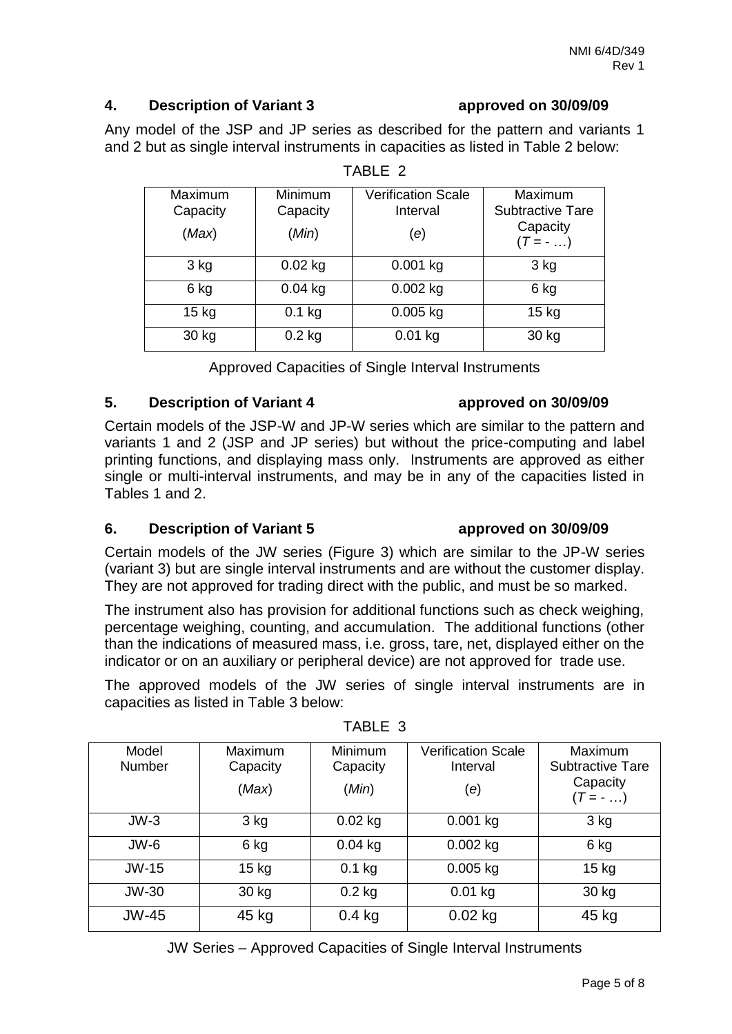## 4. Description of Variant 3 approved on 30/09/09

Any model of the JSP and JP series as described for the pattern and variants 1 and 2 but as single interval instruments in capacities as listed in Table 2 below:

TABLE 2

| Maximum Capacity (*Max*) | Minimum Capacity (*Min*) | Verification Scale Interval (*e*) | Maximum Subtractive Tare Capacity (*T* = - …) |
|---|---|---|---|
| 3 kg | 0.02 kg | 0.001 kg | 3 kg |
| 6 kg | 0.04 kg | 0.002 kg | 6 kg |
| 15 kg | 0.1 kg | 0.005 kg | 15 kg |
| 30 kg | 0.2 kg | 0.01 kg | 30 kg |

Approved Capacities of Single Interval Instruments

## 5. Description of Variant 4 approved on 30/09/09

Certain models of the JSP-W and JP-W series which are similar to the pattern and variants 1 and 2 (JSP and JP series) but without the price-computing and label printing functions, and displaying mass only. Instruments are approved as either single or multi-interval instruments, and may be in any of the capacities listed in Tables 1 and 2.

## 6. Description of Variant 5 approved on 30/09/09

Certain models of the JW series (Figure 3) which are similar to the JP-W series (variant 3) but are single interval instruments and are without the customer display. They are not approved for trading direct with the public, and must be so marked.

The instrument also has provision for additional functions such as check weighing, percentage weighing, counting, and accumulation. The additional functions (other than the indications of measured mass, i.e. gross, tare, net, displayed either on the indicator or on an auxiliary or peripheral device) are not approved for trade use.

The approved models of the JW series of single interval instruments are in capacities as listed in Table 3 below:

TABLE 3

| Model Number | Maximum Capacity (*Max*) | Minimum Capacity (*Min*) | Verification Scale Interval (*e*) | Maximum Subtractive Tare Capacity (*T* = - …) |
|---|---|---|---|---|
| JW-3 | 3 kg | 0.02 kg | 0.001 kg | 3 kg |
| JW-6 | 6 kg | 0.04 kg | 0.002 kg | 6 kg |
| JW-15 | 15 kg | 0.1 kg | 0.005 kg | 15 kg |
| JW-30 | 30 kg | 0.2 kg | 0.01 kg | 30 kg |
| JW-45 | 45 kg | 0.4 kg | 0.02 kg | 45 kg |

JW Series – Approved Capacities of Single Interval Instruments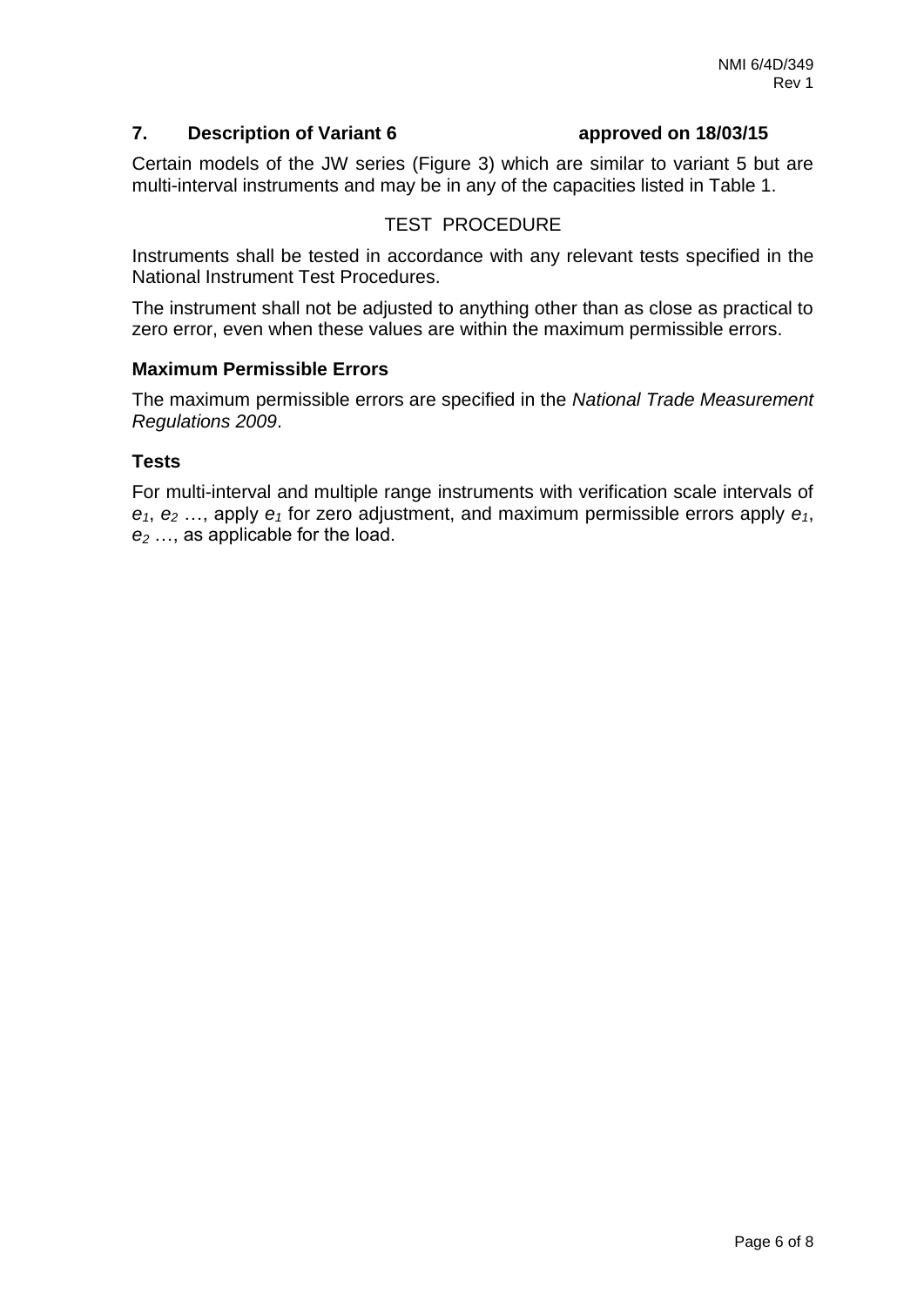## 7. Description of Variant 6 approved on 18/03/15

Certain models of the JW series (Figure 3) which are similar to variant 5 but are multi-interval instruments and may be in any of the capacities listed in Table 1.

TEST PROCEDURE

Instruments shall be tested in accordance with any relevant tests specified in the National Instrument Test Procedures.

The instrument shall not be adjusted to anything other than as close as practical to zero error, even when these values are within the maximum permissible errors.

### Maximum Permissible Errors

The maximum permissible errors are specified in the *National Trade Measurement Regulations 2009*.

### Tests

For multi-interval and multiple range instruments with verification scale intervals of $e_1$, $e_2$ …, apply $e_1$ for zero adjustment, and maximum permissible errors apply $e_1$, $e_2$ …, as applicable for the load.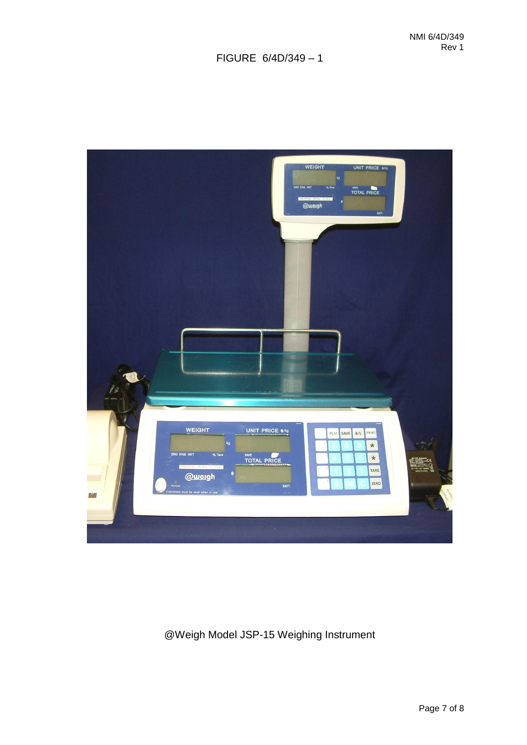FIGURE 6/4D/349 – 1

@Weigh Model JSP-15 Weighing Instrument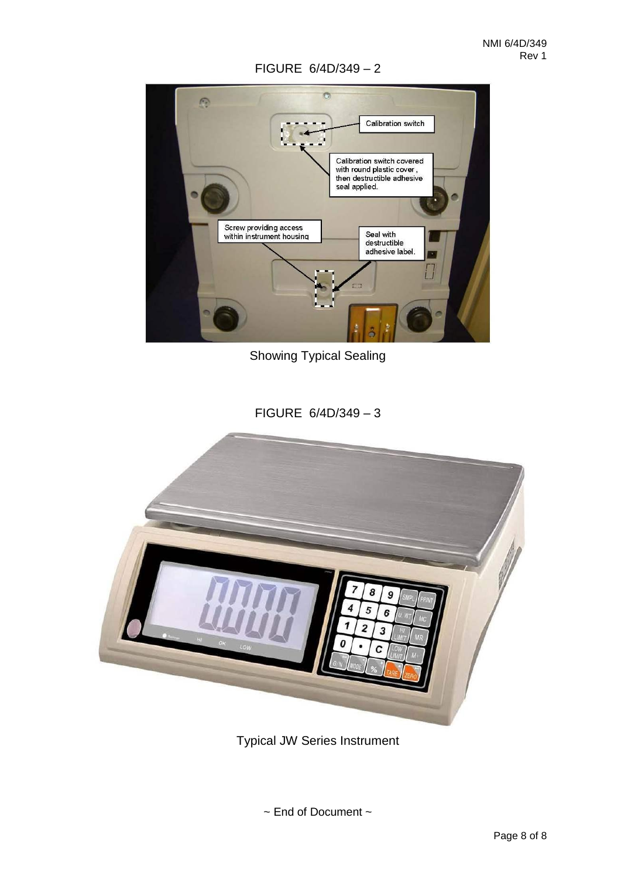FIGURE 6/4D/349 – 2

Calibration switch

Calibration switch covered with round plastic cover , then destructible adhesive seal applied.

Screw providing access within instrument housing

Seal with destructible adhesive label.

Showing Typical Sealing

FIGURE 6/4D/349 – 3

Typical JW Series Instrument

~ End of Document ~